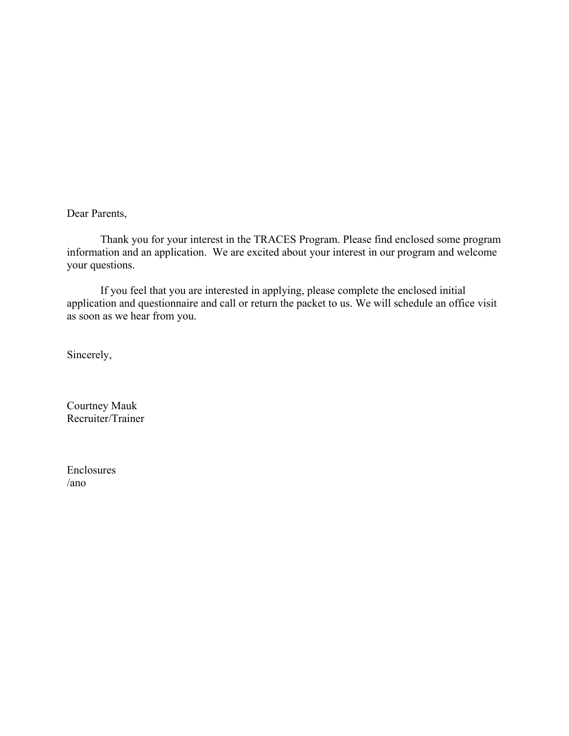Dear Parents,

Thank you for your interest in the TRACES Program. Please find enclosed some program information and an application. We are excited about your interest in our program and welcome your questions.

If you feel that you are interested in applying, please complete the enclosed initial application and questionnaire and call or return the packet to us. We will schedule an office visit as soon as we hear from you.

Sincerely,

Courtney Mauk
Recruiter/Trainer

Enclosures
/ano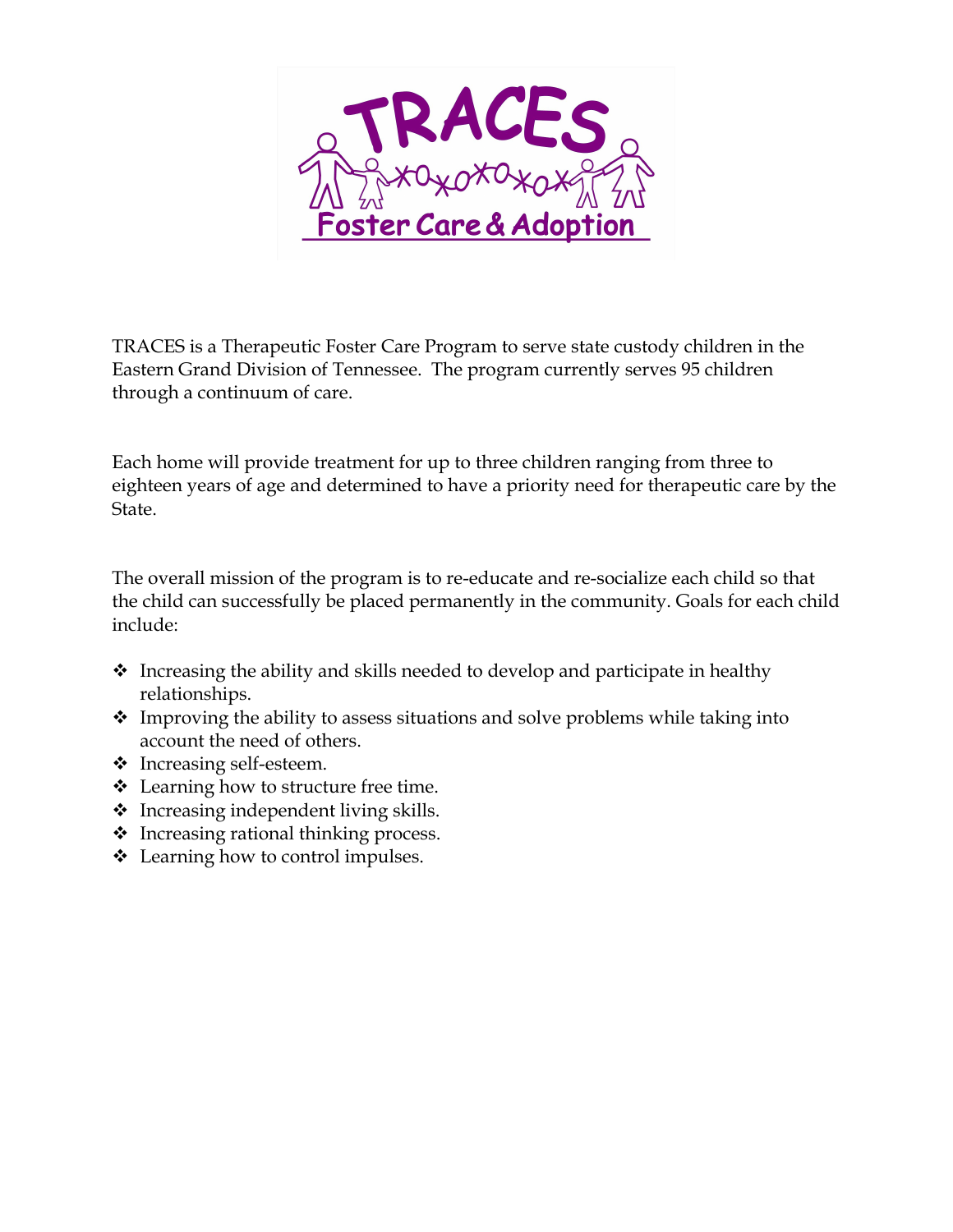TRACES is a Therapeutic Foster Care Program to serve state custody children in the Eastern Grand Division of Tennessee. The program currently serves 95 children through a continuum of care.

Each home will provide treatment for up to three children ranging from three to eighteen years of age and determined to have a priority need for therapeutic care by the State.

The overall mission of the program is to re-educate and re-socialize each child so that the child can successfully be placed permanently in the community. Goals for each child include:

- Increasing the ability and skills needed to develop and participate in healthy relationships.
- Improving the ability to assess situations and solve problems while taking into account the need of others.
- Increasing self-esteem.
- Learning how to structure free time.
- Increasing independent living skills.
- Increasing rational thinking process.
- Learning how to control impulses.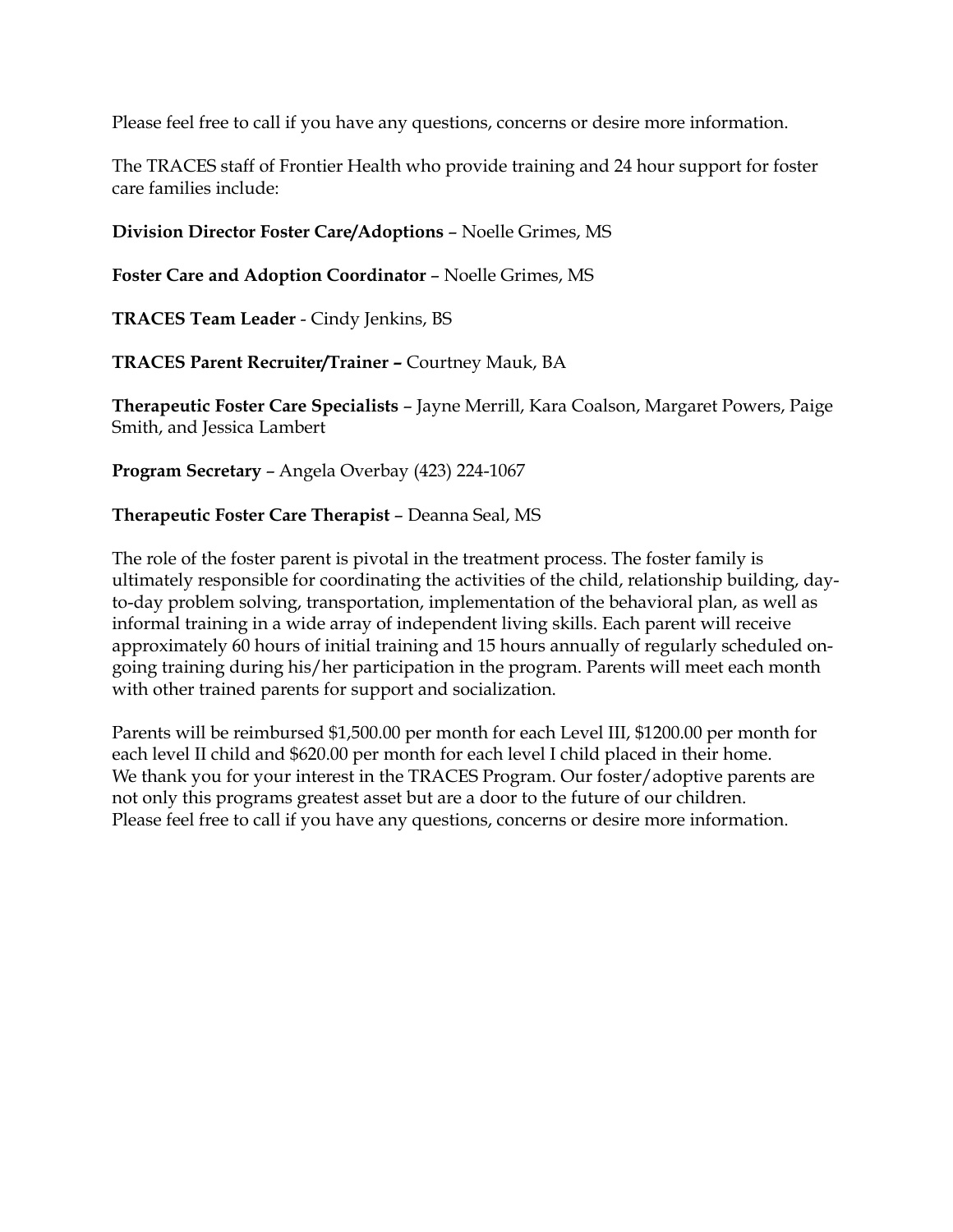Please feel free to call if you have any questions, concerns or desire more information.

The TRACES staff of Frontier Health who provide training and 24 hour support for foster care families include:

**Division Director Foster Care/Adoptions** – Noelle Grimes, MS

**Foster Care and Adoption Coordinator** – Noelle Grimes, MS

**TRACES Team Leader** - Cindy Jenkins, BS

**TRACES Parent Recruiter/Trainer –** Courtney Mauk, BA

**Therapeutic Foster Care Specialists** – Jayne Merrill, Kara Coalson, Margaret Powers, Paige Smith, and Jessica Lambert

**Program Secretary** – Angela Overbay (423) 224-1067

**Therapeutic Foster Care Therapist** – Deanna Seal, MS

The role of the foster parent is pivotal in the treatment process. The foster family is ultimately responsible for coordinating the activities of the child, relationship building, day-to-day problem solving, transportation, implementation of the behavioral plan, as well as informal training in a wide array of independent living skills. Each parent will receive approximately 60 hours of initial training and 15 hours annually of regularly scheduled on-going training during his/her participation in the program. Parents will meet each month with other trained parents for support and socialization.

Parents will be reimbursed $1,500.00 per month for each Level III, $1200.00 per month for each level II child and $620.00 per month for each level I child placed in their home.
We thank you for your interest in the TRACES Program. Our foster/adoptive parents are not only this programs greatest asset but are a door to the future of our children.
Please feel free to call if you have any questions, concerns or desire more information.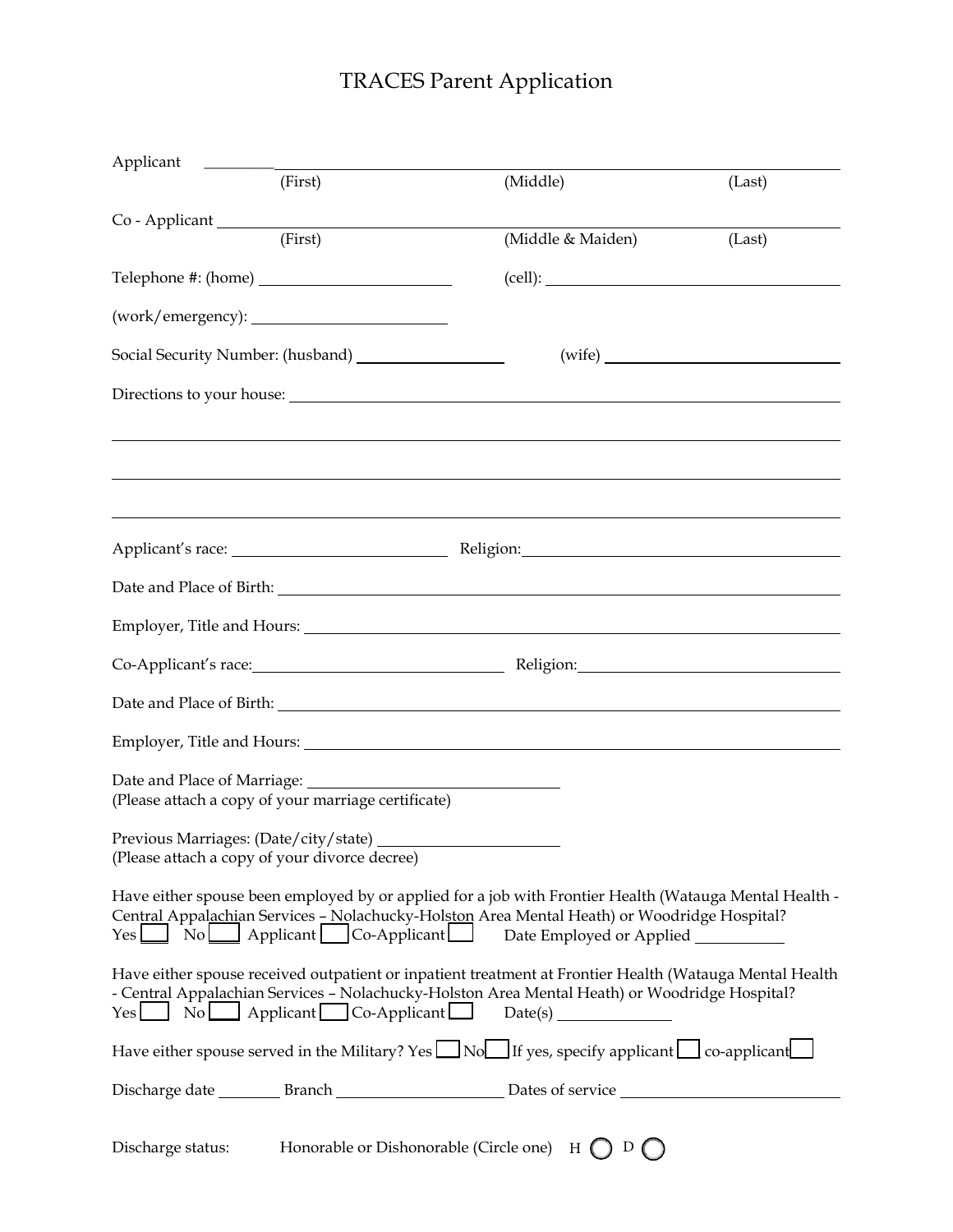# TRACES Parent Application

Applicant ________________________________________________
(First) (Middle) (Last)

Co - Applicant ________________________________________________
(First) (Middle & Maiden) (Last)

Telephone #: (home) ____________________ (cell): ____________________

(work/emergency): ____________________

Social Security Number: (husband) ____________________ (wife) ____________________

Directions to your house: ________________________________________________

________________________________________________

________________________________________________

________________________________________________

Applicant's race: ____________________ Religion: ____________________

Date and Place of Birth: ________________________________________________

Employer, Title and Hours: ________________________________________________

Co-Applicant's race: ____________________ Religion: ____________________

Date and Place of Birth: ________________________________________________

Employer, Title and Hours: ________________________________________________

Date and Place of Marriage: ____________________
(Please attach a copy of your marriage certificate)

Previous Marriages: (Date/city/state) ____________________
(Please attach a copy of your divorce decree)

Have either spouse been employed by or applied for a job with Frontier Health (Watauga Mental Health - Central Appalachian Services – Nolachucky-Holston Area Mental Heath) or Woodridge Hospital?
Yes ☐ No ☐ Applicant ☐ Co-Applicant ☐ Date Employed or Applied __________

Have either spouse received outpatient or inpatient treatment at Frontier Health (Watauga Mental Health - Central Appalachian Services – Nolachucky-Holston Area Mental Heath) or Woodridge Hospital?
Yes ☐ No ☐ Applicant ☐ Co-Applicant ☐ Date(s) __________

Have either spouse served in the Military? Yes ☐ No ☐ If yes, specify applicant ☐ co-applicant ☐

Discharge date ________ Branch ____________________ Dates of service ____________________

Discharge status: Honorable or Dishonorable (Circle one) H ◯ D ◯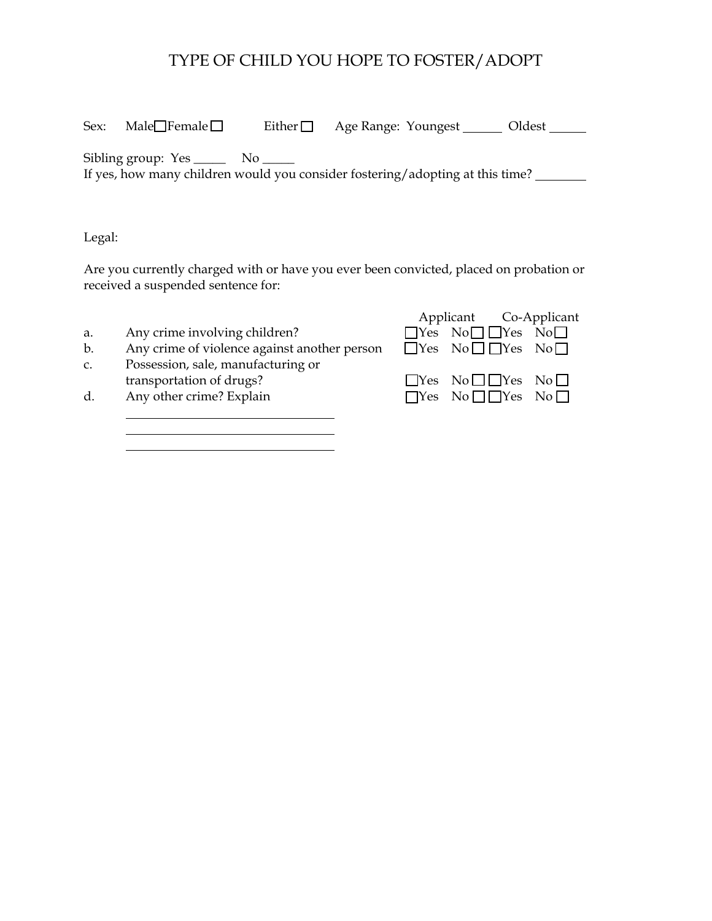# TYPE OF CHILD YOU HOPE TO FOSTER/ADOPT

Sex: Male ☐ Female ☐ Either ☐ Age Range: Youngest ______ Oldest ______

Sibling group: Yes _____ No _____

If yes, how many children would you consider fostering/adopting at this time? ________

Legal:

Are you currently charged with or have you ever been convicted, placed on probation or received a suspended sentence for:

| | | Applicant | Co-Applicant |
|---|---|---|---|
| a. | Any crime involving children? | ☐Yes No☐ | ☐Yes No☐ |
| b. | Any crime of violence against another person | ☐Yes No☐ | ☐Yes No☐ |
| c. | Possession, sale, manufacturing or transportation of drugs? | ☐Yes No☐ | ☐Yes No☐ |
| d. | Any other crime? Explain | ☐Yes No☐ | ☐Yes No☐ |

________________________________

________________________________

________________________________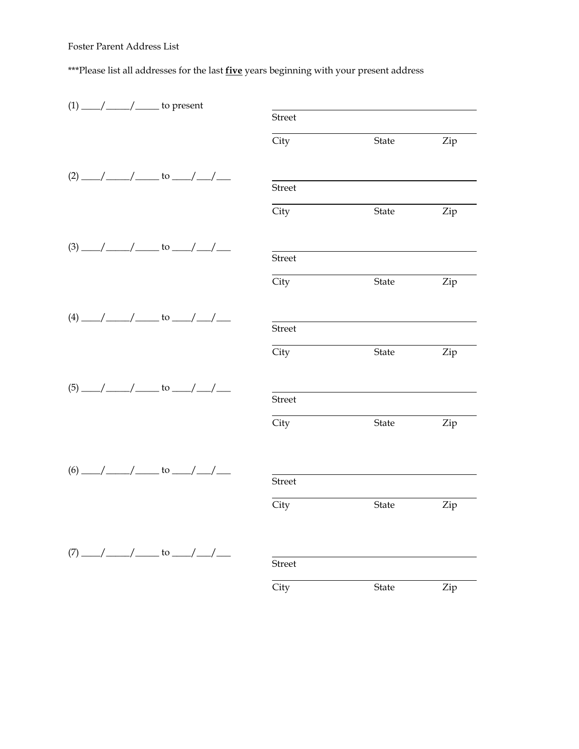Foster Parent Address List

***Please list all addresses for the last **five** years beginning with your present address

(1) ____/_____/_____ to present

Street

City State Zip

(2) ____/_____/_____ to ____/___/___

Street

City State Zip

(3) ____/_____/_____ to ____/___/___

Street

City State Zip

(4) ____/_____/_____ to ____/___/___

Street

City State Zip

(5) ____/_____/_____ to ____/___/___

Street

City State Zip

(6) ____/_____/_____ to ____/___/___

Street

City State Zip

(7) ____/_____/_____ to ____/___/___

Street

City State Zip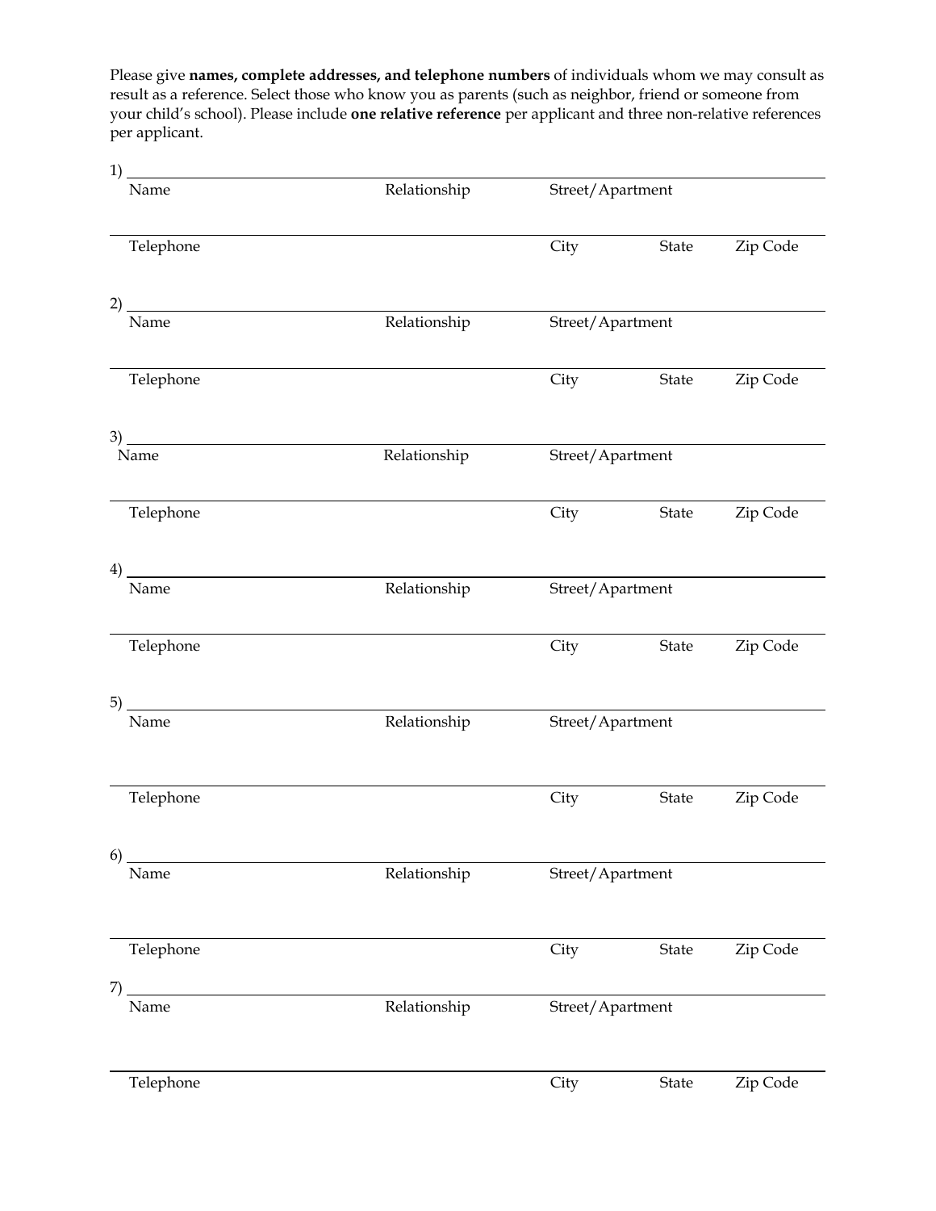Please give **names, complete addresses, and telephone numbers** of individuals whom we may consult as result as a reference. Select those who know you as parents (such as neighbor, friend or someone from your child's school). Please include **one relative reference** per applicant and three non-relative references per applicant.

1) ______________________________________________________________________

Name | Relationship | Street/Apartment

______________________________________________________________________

Telephone | City | State | Zip Code

2) ______________________________________________________________________

Name | Relationship | Street/Apartment

______________________________________________________________________

Telephone | City | State | Zip Code

3) ______________________________________________________________________

Name | Relationship | Street/Apartment

______________________________________________________________________

Telephone | City | State | Zip Code

4) ______________________________________________________________________

Name | Relationship | Street/Apartment

______________________________________________________________________

Telephone | City | State | Zip Code

5) ______________________________________________________________________

Name | Relationship | Street/Apartment

______________________________________________________________________

Telephone | City | State | Zip Code

6) ______________________________________________________________________

Name | Relationship | Street/Apartment

______________________________________________________________________

Telephone | City | State | Zip Code

7) ______________________________________________________________________

Name | Relationship | Street/Apartment

______________________________________________________________________

Telephone | City | State | Zip Code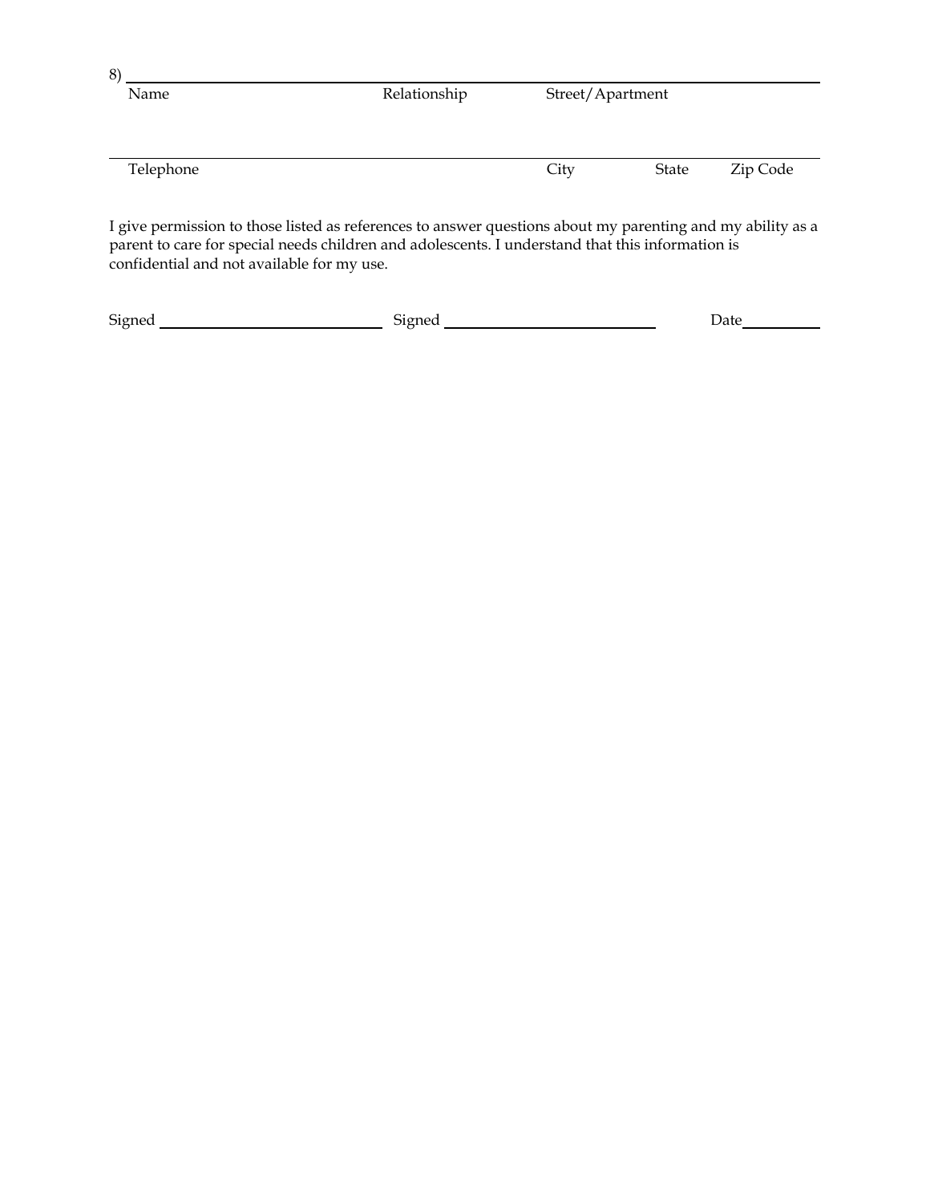8) ______________________________________________________________________

Name | Relationship | Street/Apartment

______________________________________________________________________

Telephone | City | State | Zip Code

I give permission to those listed as references to answer questions about my parenting and my ability as a parent to care for special needs children and adolescents. I understand that this information is confidential and not available for my use.

Signed ______________________ Signed ______________________ Date__________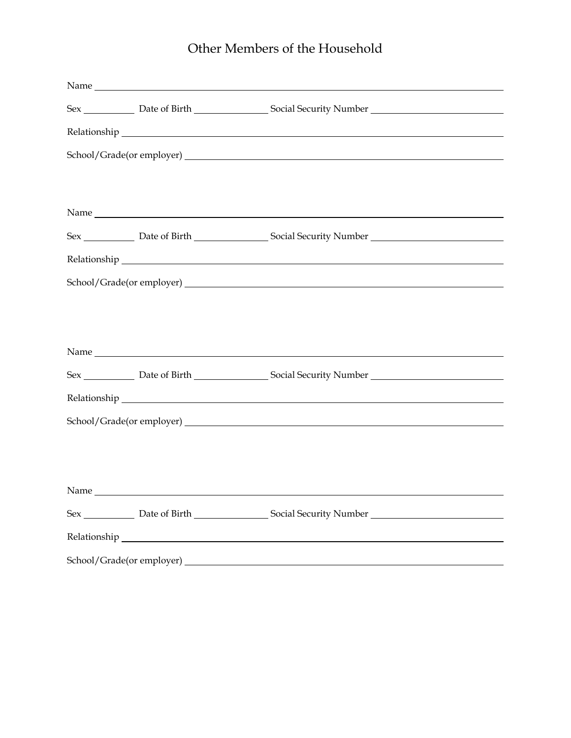# Other Members of the Household

Name ____________________________________________________________________________

Sex __________ Date of Birth _______________ Social Security Number ___________________________

Relationship ______________________________________________________________________

School/Grade(or employer) ___________________________________________________________

Name ____________________________________________________________________________

Sex __________ Date of Birth _______________ Social Security Number ___________________________

Relationship ______________________________________________________________________

School/Grade(or employer) ___________________________________________________________

Name ____________________________________________________________________________

Sex __________ Date of Birth _______________ Social Security Number ___________________________

Relationship ______________________________________________________________________

School/Grade(or employer) ___________________________________________________________

Name ____________________________________________________________________________

Sex __________ Date of Birth _______________ Social Security Number ___________________________

Relationship ______________________________________________________________________

School/Grade(or employer) ___________________________________________________________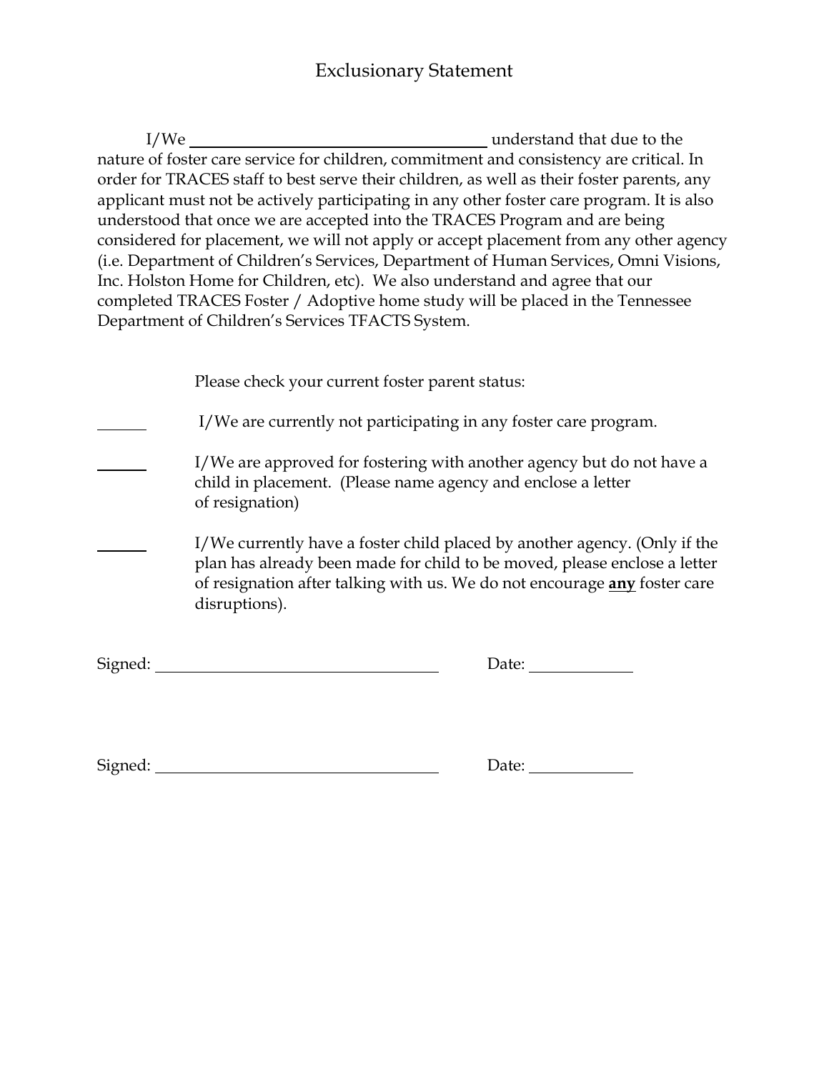# Exclusionary Statement

I/We \_\_\_\_\_\_\_\_\_\_\_\_\_\_\_\_\_\_\_\_\_\_\_\_\_\_\_\_\_\_\_\_\_\_ understand that due to the nature of foster care service for children, commitment and consistency are critical. In order for TRACES staff to best serve their children, as well as their foster parents, any applicant must not be actively participating in any other foster care program. It is also understood that once we are accepted into the TRACES Program and are being considered for placement, we will not apply or accept placement from any other agency (i.e. Department of Children's Services, Department of Human Services, Omni Visions, Inc. Holston Home for Children, etc). We also understand and agree that our completed TRACES Foster / Adoptive home study will be placed in the Tennessee Department of Children's Services TFACTS System.

Please check your current foster parent status:

\_\_\_\_\_\_ I/We are currently not participating in any foster care program.

\_\_\_\_\_\_ I/We are approved for fostering with another agency but do not have a child in placement. (Please name agency and enclose a letter of resignation)

\_\_\_\_\_\_ I/We currently have a foster child placed by another agency. (Only if the plan has already been made for child to be moved, please enclose a letter of resignation after talking with us. We do not encourage **<u>any</u>** foster care disruptions).

Signed: \_\_\_\_\_\_\_\_\_\_\_\_\_\_\_\_\_\_\_\_\_\_\_\_\_\_\_\_\_\_\_\_ Date: \_\_\_\_\_\_\_\_\_\_\_\_

Signed: \_\_\_\_\_\_\_\_\_\_\_\_\_\_\_\_\_\_\_\_\_\_\_\_\_\_\_\_\_\_\_\_ Date: \_\_\_\_\_\_\_\_\_\_\_\_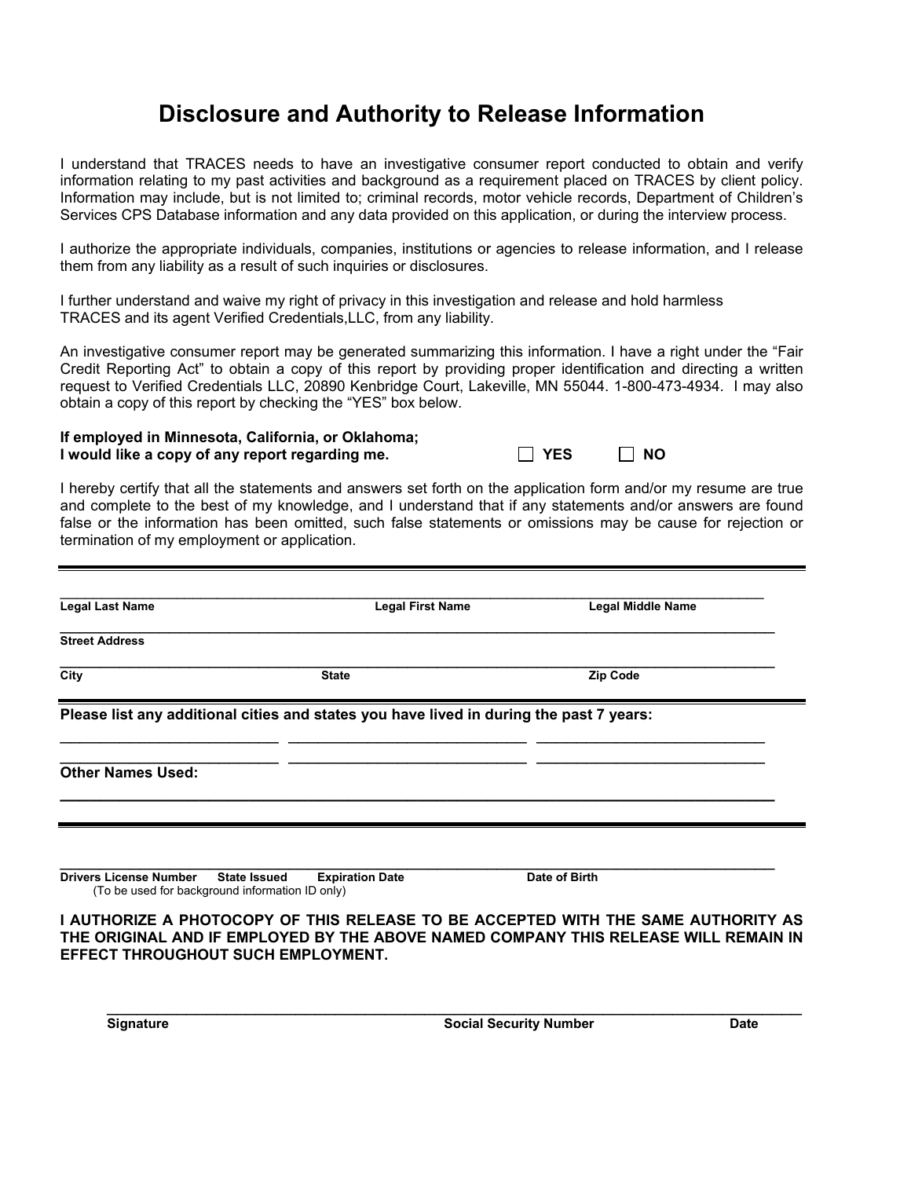# Disclosure and Authority to Release Information

I understand that TRACES needs to have an investigative consumer report conducted to obtain and verify information relating to my past activities and background as a requirement placed on TRACES by client policy. Information may include, but is not limited to; criminal records, motor vehicle records, Department of Children's Services CPS Database information and any data provided on this application, or during the interview process.

I authorize the appropriate individuals, companies, institutions or agencies to release information, and I release them from any liability as a result of such inquiries or disclosures.

I further understand and waive my right of privacy in this investigation and release and hold harmless TRACES and its agent Verified Credentials,LLC, from any liability.

An investigative consumer report may be generated summarizing this information. I have a right under the "Fair Credit Reporting Act" to obtain a copy of this report by providing proper identification and directing a written request to Verified Credentials LLC, 20890 Kenbridge Court, Lakeville, MN 55044. 1-800-473-4934. I may also obtain a copy of this report by checking the "YES" box below.

**If employed in Minnesota, California, or Oklahoma;**
**I would like a copy of any report regarding me.** ☐ **YES** ☐ **NO**

I hereby certify that all the statements and answers set forth on the application form and/or my resume are true and complete to the best of my knowledge, and I understand that if any statements and/or answers are found false or the information has been omitted, such false statements or omissions may be cause for rejection or termination of my employment or application.

---

______________________________________________________________________________

**Legal Last Name** **Legal First Name** **Legal Middle Name**

______________________________________________________________________________

**Street Address**

______________________________________________________________________________

**City** **State** **Zip Code**

---

**Please list any additional cities and states you have lived in during the past 7 years:**

________________________ ________________________ ________________________

________________________ ________________________ ________________________

**Other Names Used:**

______________________________________________________________________________

---

______________________________________________________________________________

**Drivers License Number** **State Issued** **Expiration Date** **Date of Birth**
(To be used for background information ID only)

**I AUTHORIZE A PHOTOCOPY OF THIS RELEASE TO BE ACCEPTED WITH THE SAME AUTHORITY AS THE ORIGINAL AND IF EMPLOYED BY THE ABOVE NAMED COMPANY THIS RELEASE WILL REMAIN IN EFFECT THROUGHOUT SUCH EMPLOYMENT.**

______________________________________________________________________________

**Signature** **Social Security Number** **Date**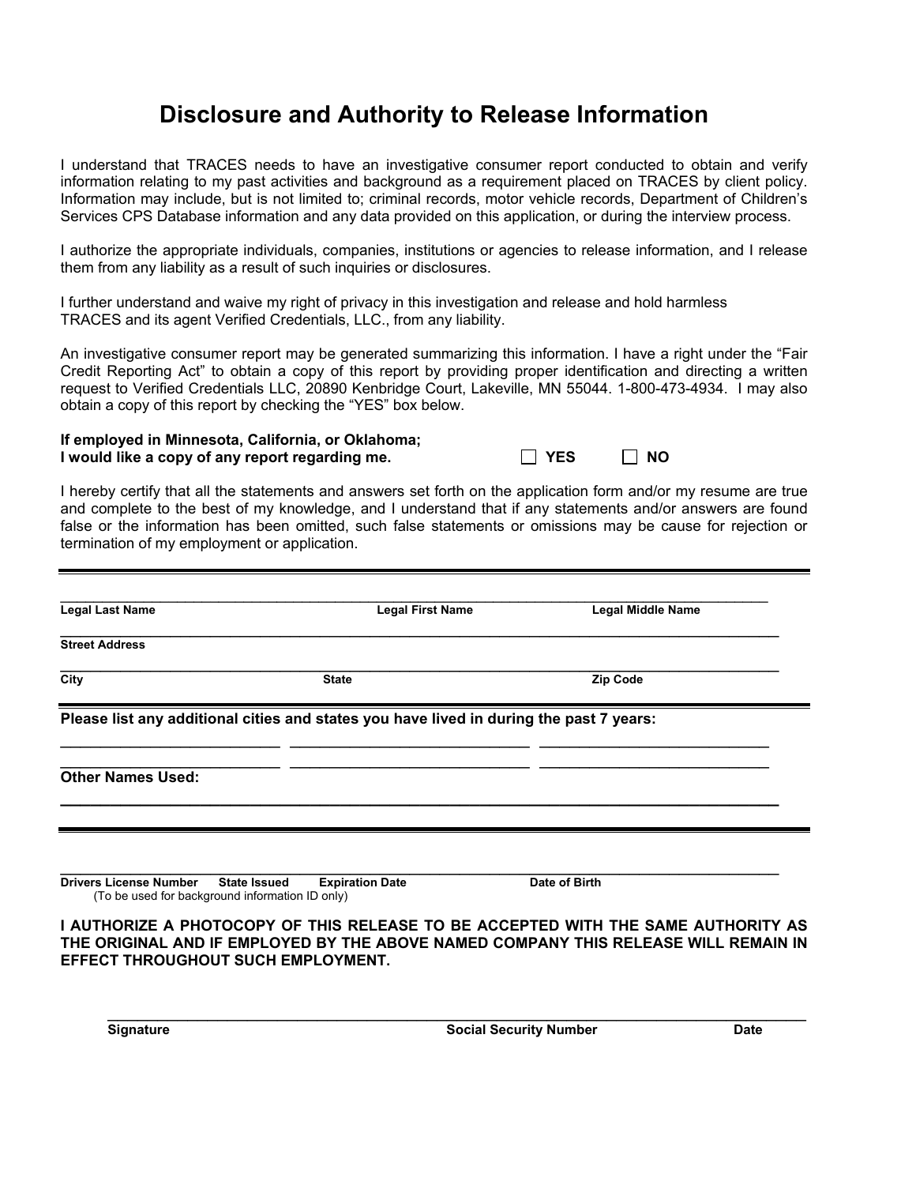# Disclosure and Authority to Release Information

I understand that TRACES needs to have an investigative consumer report conducted to obtain and verify information relating to my past activities and background as a requirement placed on TRACES by client policy. Information may include, but is not limited to; criminal records, motor vehicle records, Department of Children's Services CPS Database information and any data provided on this application, or during the interview process.

I authorize the appropriate individuals, companies, institutions or agencies to release information, and I release them from any liability as a result of such inquiries or disclosures.

I further understand and waive my right of privacy in this investigation and release and hold harmless TRACES and its agent Verified Credentials, LLC., from any liability.

An investigative consumer report may be generated summarizing this information. I have a right under the "Fair Credit Reporting Act" to obtain a copy of this report by providing proper identification and directing a written request to Verified Credentials LLC, 20890 Kenbridge Court, Lakeville, MN 55044. 1-800-473-4934. I may also obtain a copy of this report by checking the "YES" box below.

**If employed in Minnesota, California, or Oklahoma;**
**I would like a copy of any report regarding me.** ☐ **YES** ☐ **NO**

I hereby certify that all the statements and answers set forth on the application form and/or my resume are true and complete to the best of my knowledge, and I understand that if any statements and/or answers are found false or the information has been omitted, such false statements or omissions may be cause for rejection or termination of my employment or application.

---

______________________________________________________________________________

**Legal Last Name** **Legal First Name** **Legal Middle Name**

______________________________________________________________________________

**Street Address**

______________________________________________________________________________

**City** **State** **Zip Code**

---

**Please list any additional cities and states you have lived in during the past 7 years:**

________________________ ________________________ ________________________

________________________ ________________________ ________________________

**Other Names Used:**

______________________________________________________________________________

---

______________________________________________________________________________

**Drivers License Number** **State Issued** **Expiration Date** **Date of Birth**
(To be used for background information ID only)

**I AUTHORIZE A PHOTOCOPY OF THIS RELEASE TO BE ACCEPTED WITH THE SAME AUTHORITY AS THE ORIGINAL AND IF EMPLOYED BY THE ABOVE NAMED COMPANY THIS RELEASE WILL REMAIN IN EFFECT THROUGHOUT SUCH EMPLOYMENT.**

______________________________________________________________________________

**Signature** **Social Security Number** **Date**